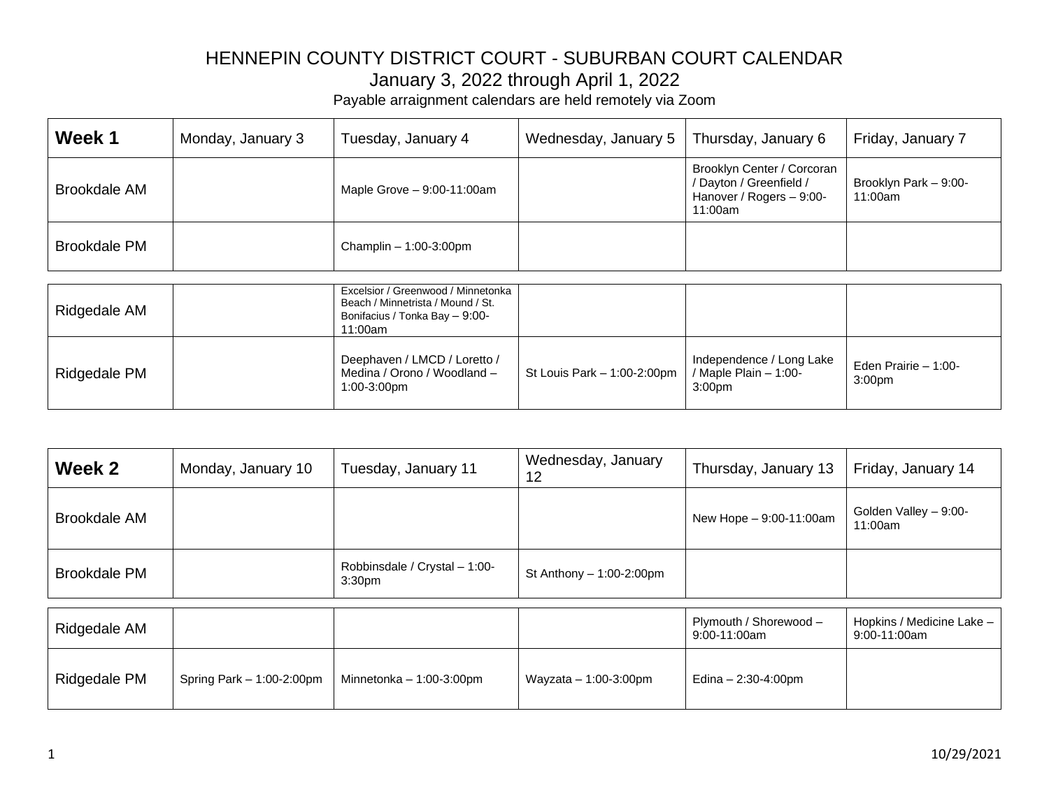# HENNEPIN COUNTY DISTRICT COURT - SUBURBAN COURT CALENDAR

## January 3, 2022 through April 1, 2022

Payable arraignment calendars are held remotely via Zoom

| **Week 1** | Monday, January 3 | Tuesday, January 4 | Wednesday, January 5 | Thursday, January 6 | Friday, January 7 |
|---|---|---|---|---|---|
| Brookdale AM | | Maple Grove – 9:00-11:00am | | Brooklyn Center / Corcoran / Dayton / Greenfield / Hanover / Rogers – 9:00-11:00am | Brooklyn Park – 9:00-11:00am |
| Brookdale PM | | Champlin – 1:00-3:00pm | | | |
| Ridgedale AM | | Excelsior / Greenwood / Minnetonka Beach / Minnetrista / Mound / St. Bonifacius / Tonka Bay – 9:00-11:00am | | | |
| Ridgedale PM | | Deephaven / LMCD / Loretto / Medina / Orono / Woodland – 1:00-3:00pm | St Louis Park – 1:00-2:00pm | Independence / Long Lake / Maple Plain – 1:00-3:00pm | Eden Prairie – 1:00-3:00pm |

| **Week 2** | Monday, January 10 | Tuesday, January 11 | Wednesday, January 12 | Thursday, January 13 | Friday, January 14 |
|---|---|---|---|---|---|
| Brookdale AM | | | | New Hope – 9:00-11:00am | Golden Valley – 9:00-11:00am |
| Brookdale PM | | Robbinsdale / Crystal – 1:00-3:30pm | St Anthony – 1:00-2:00pm | | |
| Ridgedale AM | | | | Plymouth / Shorewood – 9:00-11:00am | Hopkins / Medicine Lake – 9:00-11:00am |
| Ridgedale PM | Spring Park – 1:00-2:00pm | Minnetonka – 1:00-3:00pm | Wayzata – 1:00-3:00pm | Edina – 2:30-4:00pm | |

10/29/2021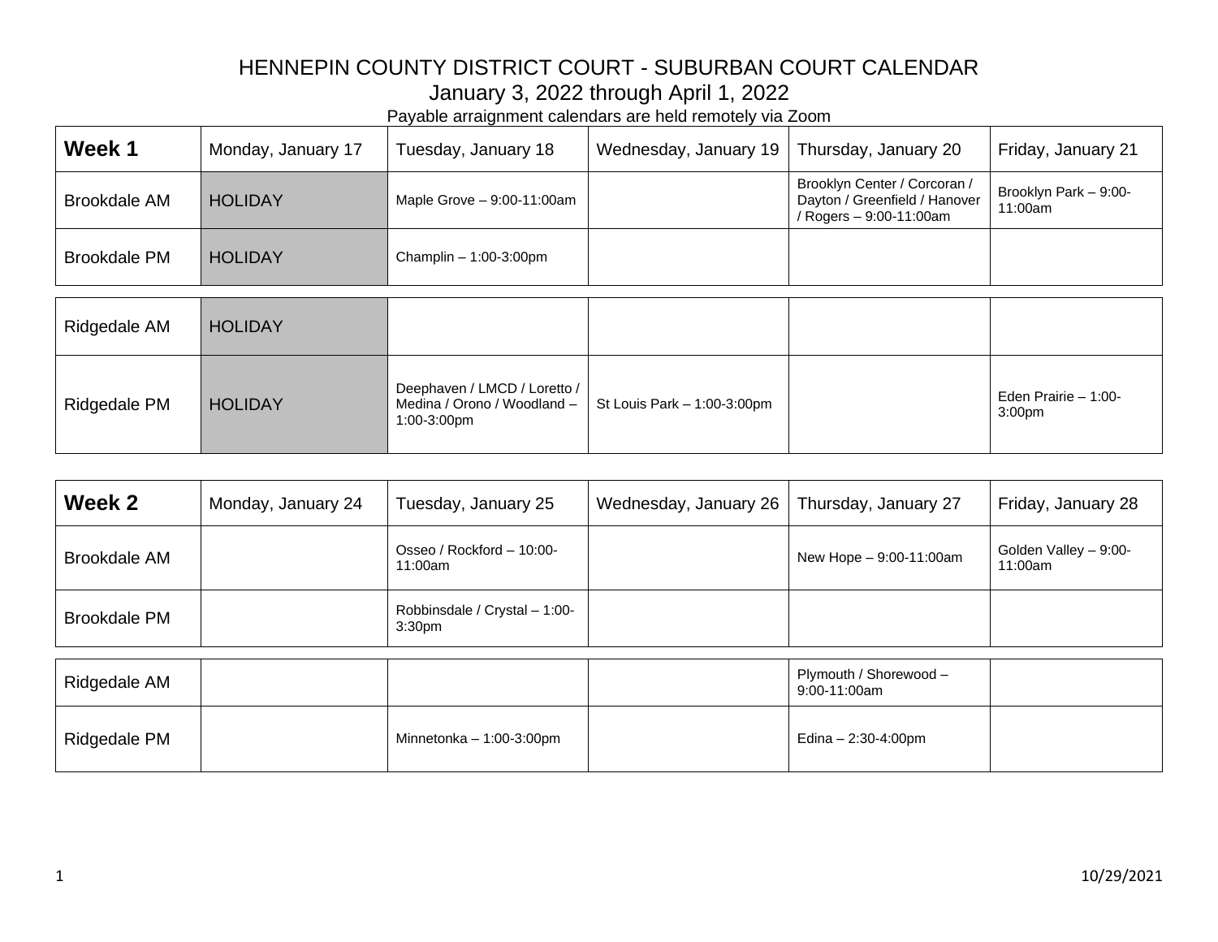# HENNEPIN COUNTY DISTRICT COURT - SUBURBAN COURT CALENDAR

January 3, 2022 through April 1, 2022

Payable arraignment calendars are held remotely via Zoom

| Week 1 | Monday, January 17 | Tuesday, January 18 | Wednesday, January 19 | Thursday, January 20 | Friday, January 21 |
|---|---|---|---|---|---|
| Brookdale AM | HOLIDAY | Maple Grove – 9:00-11:00am | | Brooklyn Center / Corcoran / Dayton / Greenfield / Hanover / Rogers – 9:00-11:00am | Brooklyn Park – 9:00-11:00am |
| Brookdale PM | HOLIDAY | Champlin – 1:00-3:00pm | | | |
| Ridgedale AM | HOLIDAY | | | | |
| Ridgedale PM | HOLIDAY | Deephaven / LMCD / Loretto / Medina / Orono / Woodland – 1:00-3:00pm | St Louis Park – 1:00-3:00pm | | Eden Prairie – 1:00-3:00pm |

| Week 2 | Monday, January 24 | Tuesday, January 25 | Wednesday, January 26 | Thursday, January 27 | Friday, January 28 |
|---|---|---|---|---|---|
| Brookdale AM | | Osseo / Rockford – 10:00-11:00am | | New Hope – 9:00-11:00am | Golden Valley – 9:00-11:00am |
| Brookdale PM | | Robbinsdale / Crystal – 1:00-3:30pm | | | |
| Ridgedale AM | | | | Plymouth / Shorewood – 9:00-11:00am | |
| Ridgedale PM | | Minnetonka – 1:00-3:00pm | | Edina – 2:30-4:00pm | |

10/29/2021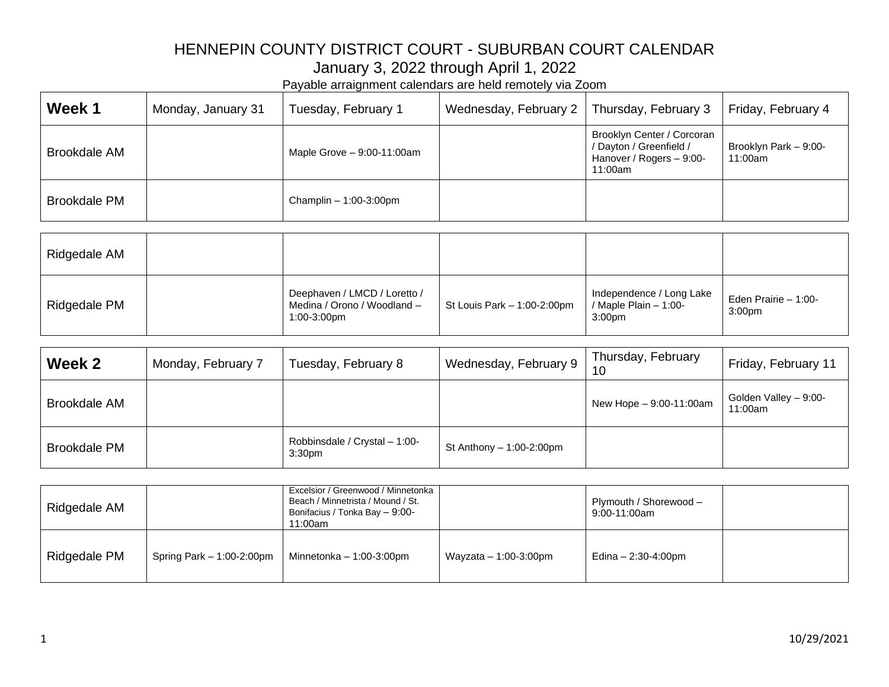# HENNEPIN COUNTY DISTRICT COURT - SUBURBAN COURT CALENDAR

January 3, 2022 through April 1, 2022

Payable arraignment calendars are held remotely via Zoom

| **Week 1** | Monday, January 31 | Tuesday, February 1 | Wednesday, February 2 | Thursday, February 3 | Friday, February 4 |
|---|---|---|---|---|---|
| Brookdale AM | | Maple Grove – 9:00-11:00am | | Brooklyn Center / Corcoran / Dayton / Greenfield / Hanover / Rogers – 9:00-11:00am | Brooklyn Park – 9:00-11:00am |
| Brookdale PM | | Champlin – 1:00-3:00pm | | | |
| Ridgedale AM | | | | | |
| Ridgedale PM | | Deephaven / LMCD / Loretto / Medina / Orono / Woodland – 1:00-3:00pm | St Louis Park – 1:00-2:00pm | Independence / Long Lake / Maple Plain – 1:00-3:00pm | Eden Prairie – 1:00-3:00pm |

| **Week 2** | Monday, February 7 | Tuesday, February 8 | Wednesday, February 9 | Thursday, February 10 | Friday, February 11 |
|---|---|---|---|---|---|
| Brookdale AM | | | | New Hope – 9:00-11:00am | Golden Valley – 9:00-11:00am |
| Brookdale PM | | Robbinsdale / Crystal – 1:00-3:30pm | St Anthony – 1:00-2:00pm | | |
| Ridgedale AM | | Excelsior / Greenwood / Minnetonka Beach / Minnetrista / Mound / St. Bonifacius / Tonka Bay – 9:00-11:00am | | Plymouth / Shorewood – 9:00-11:00am | |
| Ridgedale PM | Spring Park – 1:00-2:00pm | Minnetonka – 1:00-3:00pm | Wayzata – 1:00-3:00pm | Edina – 2:30-4:00pm | |

10/29/2021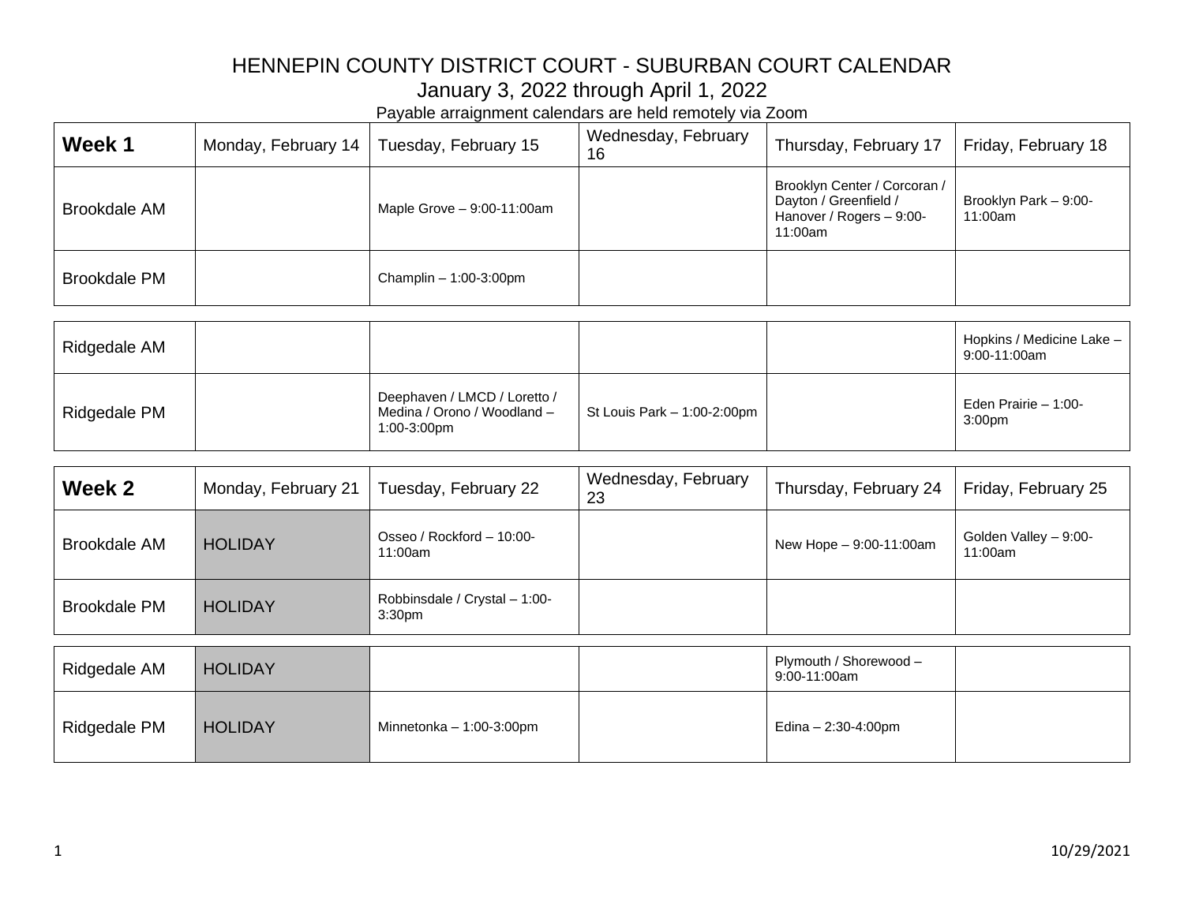# HENNEPIN COUNTY DISTRICT COURT - SUBURBAN COURT CALENDAR

January 3, 2022 through April 1, 2022

Payable arraignment calendars are held remotely via Zoom

| **Week 1** | Monday, February 14 | Tuesday, February 15 | Wednesday, February 16 | Thursday, February 17 | Friday, February 18 |
|---|---|---|---|---|---|
| Brookdale AM | | Maple Grove – 9:00-11:00am | | Brooklyn Center / Corcoran / Dayton / Greenfield / Hanover / Rogers – 9:00-11:00am | Brooklyn Park – 9:00-11:00am |
| Brookdale PM | | Champlin – 1:00-3:00pm | | | |
| Ridgedale AM | | | | | Hopkins / Medicine Lake – 9:00-11:00am |
| Ridgedale PM | | Deephaven / LMCD / Loretto / Medina / Orono / Woodland – 1:00-3:00pm | St Louis Park – 1:00-2:00pm | | Eden Prairie – 1:00-3:00pm |

| **Week 2** | Monday, February 21 | Tuesday, February 22 | Wednesday, February 23 | Thursday, February 24 | Friday, February 25 |
|---|---|---|---|---|---|
| Brookdale AM | HOLIDAY | Osseo / Rockford – 10:00-11:00am | | New Hope – 9:00-11:00am | Golden Valley – 9:00-11:00am |
| Brookdale PM | HOLIDAY | Robbinsdale / Crystal – 1:00-3:30pm | | | |
| Ridgedale AM | HOLIDAY | | | Plymouth / Shorewood – 9:00-11:00am | |
| Ridgedale PM | HOLIDAY | Minnetonka – 1:00-3:00pm | | Edina – 2:30-4:00pm | |

10/29/2021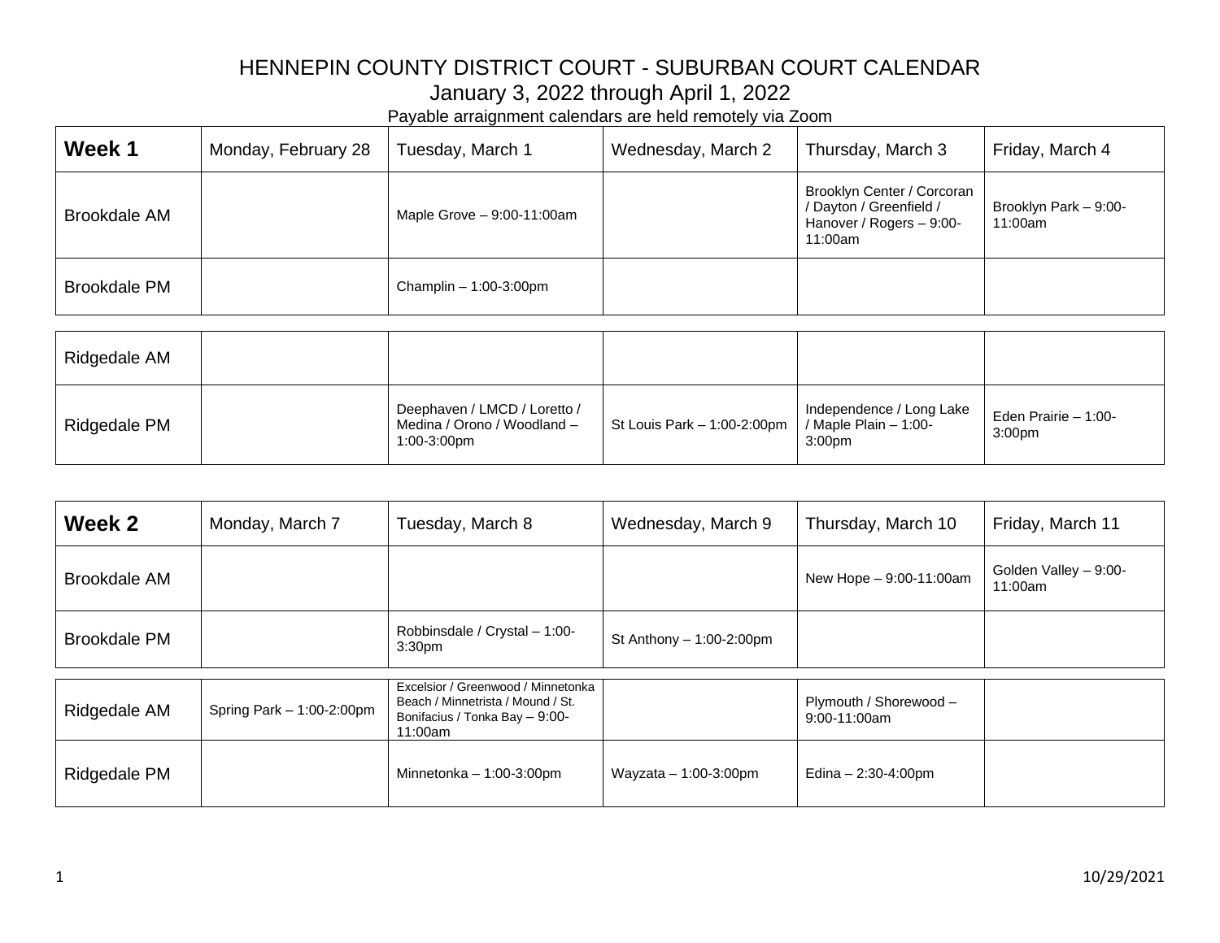# HENNEPIN COUNTY DISTRICT COURT - SUBURBAN COURT CALENDAR

## January 3, 2022 through April 1, 2022

Payable arraignment calendars are held remotely via Zoom

| **Week 1** | Monday, February 28 | Tuesday, March 1 | Wednesday, March 2 | Thursday, March 3 | Friday, March 4 |
|---|---|---|---|---|---|
| Brookdale AM | | Maple Grove – 9:00-11:00am | | Brooklyn Center / Corcoran / Dayton / Greenfield / Hanover / Rogers – 9:00-11:00am | Brooklyn Park – 9:00-11:00am |
| Brookdale PM | | Champlin – 1:00-3:00pm | | | |
| Ridgedale AM | | | | | |
| Ridgedale PM | | Deephaven / LMCD / Loretto / Medina / Orono / Woodland – 1:00-3:00pm | St Louis Park – 1:00-2:00pm | Independence / Long Lake / Maple Plain – 1:00-3:00pm | Eden Prairie – 1:00-3:00pm |

| **Week 2** | Monday, March 7 | Tuesday, March 8 | Wednesday, March 9 | Thursday, March 10 | Friday, March 11 |
|---|---|---|---|---|---|
| Brookdale AM | | | | New Hope – 9:00-11:00am | Golden Valley – 9:00-11:00am |
| Brookdale PM | | Robbinsdale / Crystal – 1:00-3:30pm | St Anthony – 1:00-2:00pm | | |
| Ridgedale AM | Spring Park – 1:00-2:00pm | Excelsior / Greenwood / Minnetonka Beach / Minnetrista / Mound / St. Bonifacius / Tonka Bay – 9:00-11:00am | | Plymouth / Shorewood – 9:00-11:00am | |
| Ridgedale PM | | Minnetonka – 1:00-3:00pm | Wayzata – 1:00-3:00pm | Edina – 2:30-4:00pm | |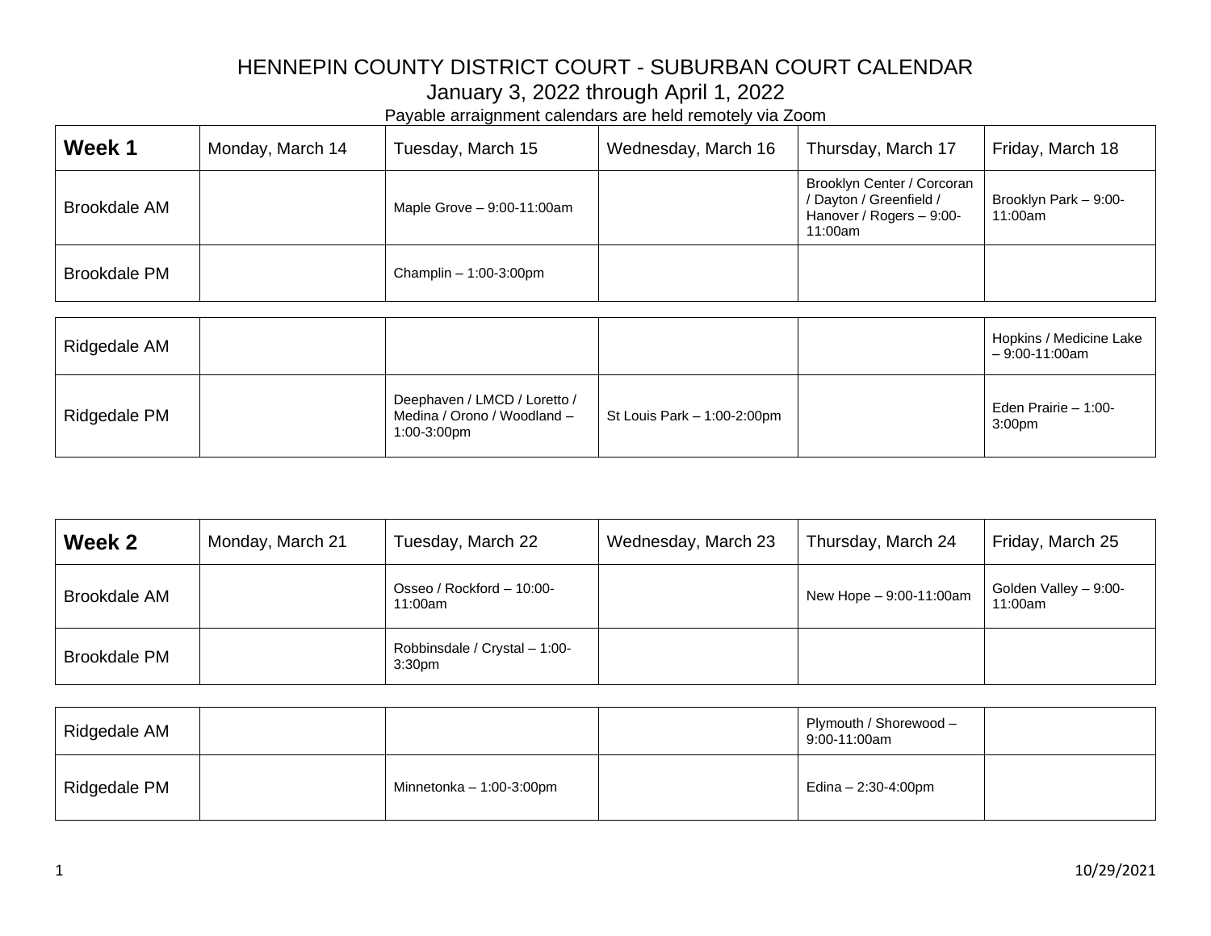# HENNEPIN COUNTY DISTRICT COURT - SUBURBAN COURT CALENDAR

## January 3, 2022 through April 1, 2022

Payable arraignment calendars are held remotely via Zoom

| **Week 1** | Monday, March 14 | Tuesday, March 15 | Wednesday, March 16 | Thursday, March 17 | Friday, March 18 |
|---|---|---|---|---|---|
| Brookdale AM | | Maple Grove – 9:00-11:00am | | Brooklyn Center / Corcoran / Dayton / Greenfield / Hanover / Rogers – 9:00-11:00am | Brooklyn Park – 9:00-11:00am |
| Brookdale PM | | Champlin – 1:00-3:00pm | | | |
| Ridgedale AM | | | | | Hopkins / Medicine Lake – 9:00-11:00am |
| Ridgedale PM | | Deephaven / LMCD / Loretto / Medina / Orono / Woodland – 1:00-3:00pm | St Louis Park – 1:00-2:00pm | | Eden Prairie – 1:00-3:00pm |

| **Week 2** | Monday, March 21 | Tuesday, March 22 | Wednesday, March 23 | Thursday, March 24 | Friday, March 25 |
|---|---|---|---|---|---|
| Brookdale AM | | Osseo / Rockford – 10:00-11:00am | | New Hope – 9:00-11:00am | Golden Valley – 9:00-11:00am |
| Brookdale PM | | Robbinsdale / Crystal – 1:00-3:30pm | | | |
| Ridgedale AM | | | | Plymouth / Shorewood – 9:00-11:00am | |
| Ridgedale PM | | Minnetonka – 1:00-3:00pm | | Edina – 2:30-4:00pm | |

10/29/2021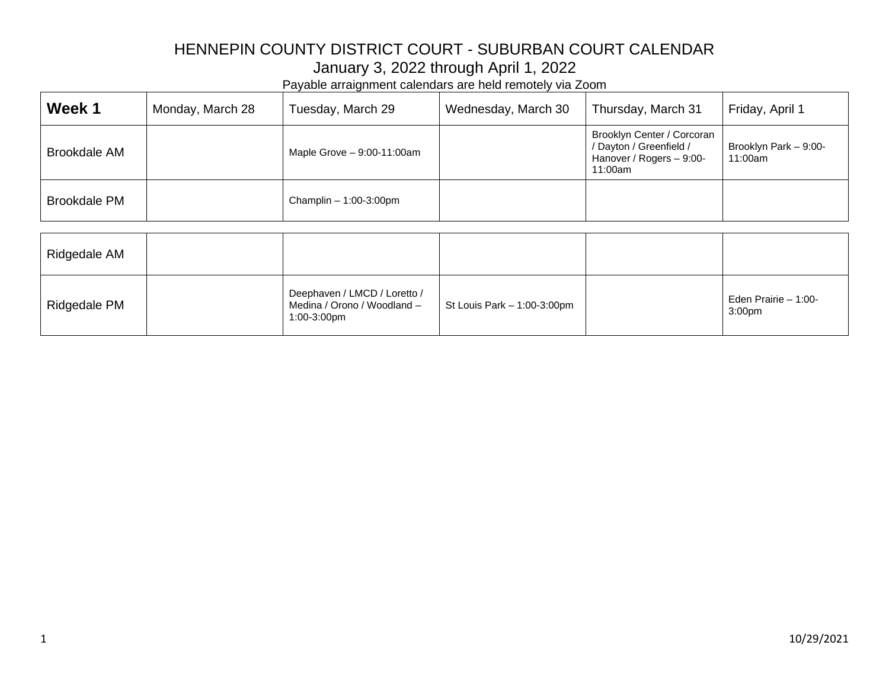# HENNEPIN COUNTY DISTRICT COURT - SUBURBAN COURT CALENDAR

## January 3, 2022 through April 1, 2022

Payable arraignment calendars are held remotely via Zoom

| **Week 1** | Monday, March 28 | Tuesday, March 29 | Wednesday, March 30 | Thursday, March 31 | Friday, April 1 |
|---|---|---|---|---|---|
| Brookdale AM | | Maple Grove – 9:00-11:00am | | Brooklyn Center / Corcoran / Dayton / Greenfield / Hanover / Rogers – 9:00-11:00am | Brooklyn Park – 9:00-11:00am |
| Brookdale PM | | Champlin – 1:00-3:00pm | | | |
| Ridgedale AM | | | | | |
| Ridgedale PM | | Deephaven / LMCD / Loretto / Medina / Orono / Woodland – 1:00-3:00pm | St Louis Park – 1:00-3:00pm | | Eden Prairie – 1:00-3:00pm |

10/29/2021